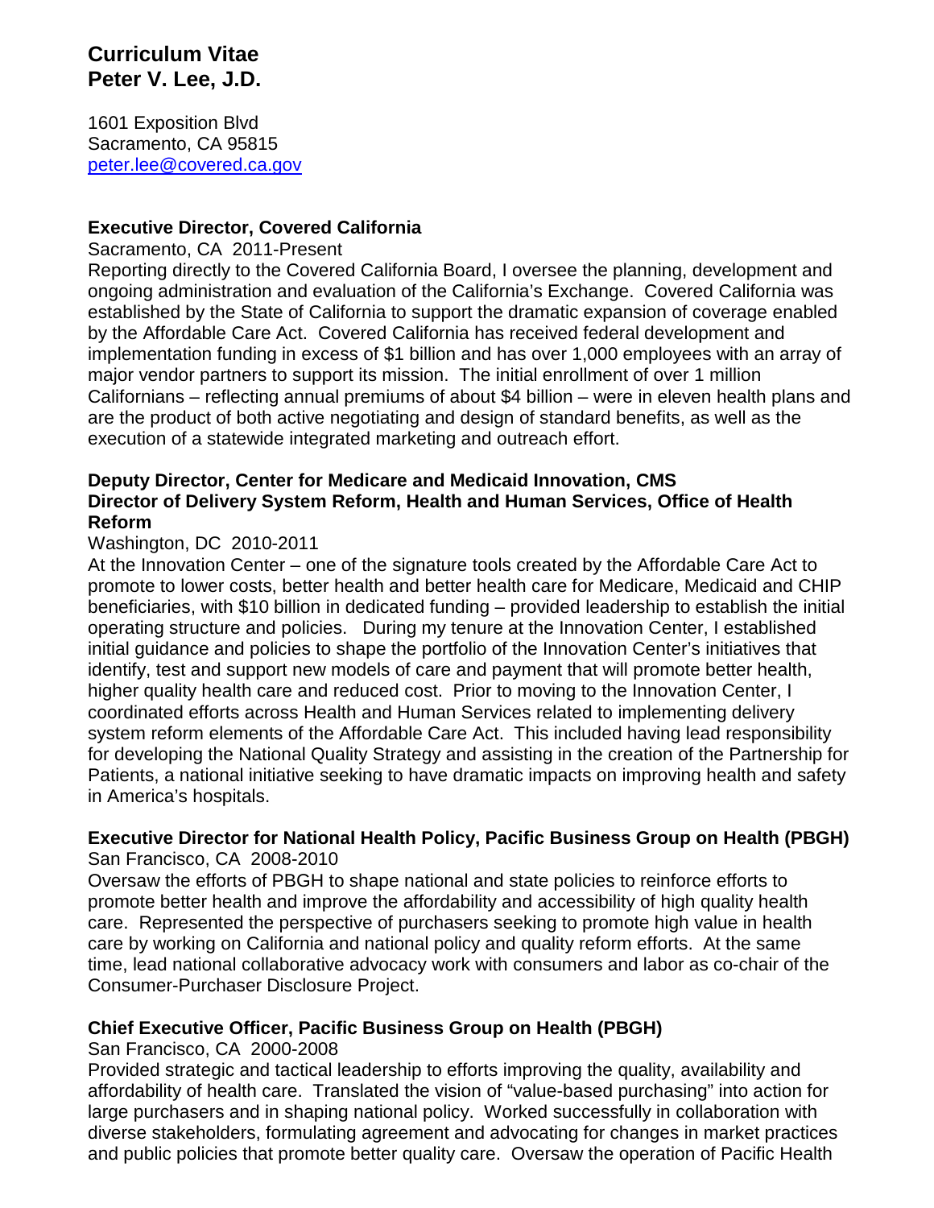# Curriculum Vitae
# Peter V. Lee, J.D.

1601 Exposition Blvd
Sacramento, CA 95815
peter.lee@covered.ca.gov

**Executive Director, Covered California**
Sacramento, CA 2011-Present
Reporting directly to the Covered California Board, I oversee the planning, development and ongoing administration and evaluation of the California's Exchange. Covered California was established by the State of California to support the dramatic expansion of coverage enabled by the Affordable Care Act. Covered California has received federal development and implementation funding in excess of $1 billion and has over 1,000 employees with an array of major vendor partners to support its mission. The initial enrollment of over 1 million Californians – reflecting annual premiums of about $4 billion – were in eleven health plans and are the product of both active negotiating and design of standard benefits, as well as the execution of a statewide integrated marketing and outreach effort.

**Deputy Director, Center for Medicare and Medicaid Innovation, CMS**
**Director of Delivery System Reform, Health and Human Services, Office of Health Reform**
Washington, DC 2010-2011
At the Innovation Center – one of the signature tools created by the Affordable Care Act to promote to lower costs, better health and better health care for Medicare, Medicaid and CHIP beneficiaries, with $10 billion in dedicated funding – provided leadership to establish the initial operating structure and policies. During my tenure at the Innovation Center, I established initial guidance and policies to shape the portfolio of the Innovation Center's initiatives that identify, test and support new models of care and payment that will promote better health, higher quality health care and reduced cost. Prior to moving to the Innovation Center, I coordinated efforts across Health and Human Services related to implementing delivery system reform elements of the Affordable Care Act. This included having lead responsibility for developing the National Quality Strategy and assisting in the creation of the Partnership for Patients, a national initiative seeking to have dramatic impacts on improving health and safety in America's hospitals.

**Executive Director for National Health Policy, Pacific Business Group on Health (PBGH)**
San Francisco, CA 2008-2010
Oversaw the efforts of PBGH to shape national and state policies to reinforce efforts to promote better health and improve the affordability and accessibility of high quality health care. Represented the perspective of purchasers seeking to promote high value in health care by working on California and national policy and quality reform efforts. At the same time, lead national collaborative advocacy work with consumers and labor as co-chair of the Consumer-Purchaser Disclosure Project.

**Chief Executive Officer, Pacific Business Group on Health (PBGH)**
San Francisco, CA 2000-2008
Provided strategic and tactical leadership to efforts improving the quality, availability and affordability of health care. Translated the vision of "value-based purchasing" into action for large purchasers and in shaping national policy. Worked successfully in collaboration with diverse stakeholders, formulating agreement and advocating for changes in market practices and public policies that promote better quality care. Oversaw the operation of Pacific Health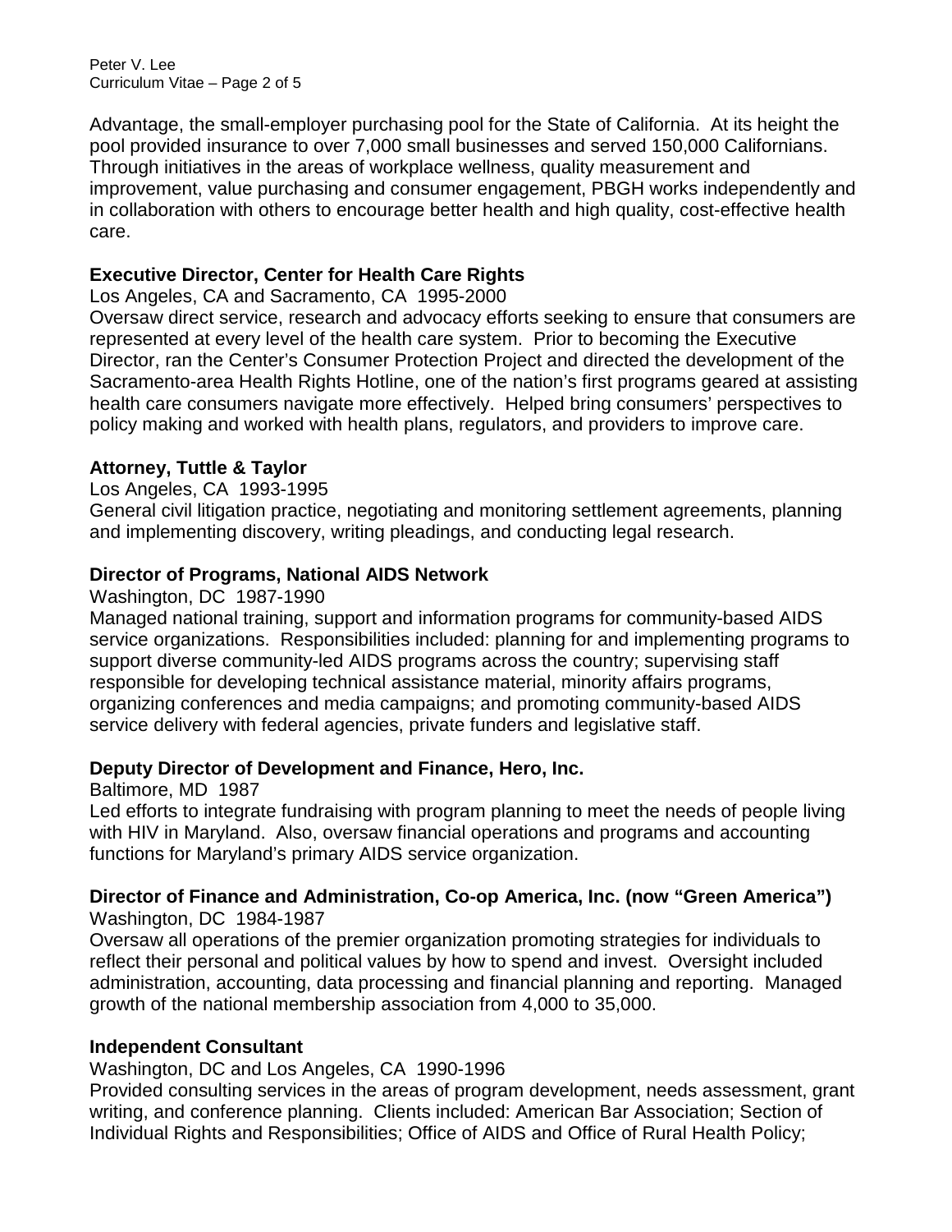Advantage, the small-employer purchasing pool for the State of California. At its height the pool provided insurance to over 7,000 small businesses and served 150,000 Californians. Through initiatives in the areas of workplace wellness, quality measurement and improvement, value purchasing and consumer engagement, PBGH works independently and in collaboration with others to encourage better health and high quality, cost-effective health care.

**Executive Director, Center for Health Care Rights**

Los Angeles, CA and Sacramento, CA 1995-2000

Oversaw direct service, research and advocacy efforts seeking to ensure that consumers are represented at every level of the health care system. Prior to becoming the Executive Director, ran the Center's Consumer Protection Project and directed the development of the Sacramento-area Health Rights Hotline, one of the nation's first programs geared at assisting health care consumers navigate more effectively. Helped bring consumers' perspectives to policy making and worked with health plans, regulators, and providers to improve care.

**Attorney, Tuttle & Taylor**

Los Angeles, CA 1993-1995

General civil litigation practice, negotiating and monitoring settlement agreements, planning and implementing discovery, writing pleadings, and conducting legal research.

**Director of Programs, National AIDS Network**

Washington, DC 1987-1990

Managed national training, support and information programs for community-based AIDS service organizations. Responsibilities included: planning for and implementing programs to support diverse community-led AIDS programs across the country; supervising staff responsible for developing technical assistance material, minority affairs programs, organizing conferences and media campaigns; and promoting community-based AIDS service delivery with federal agencies, private funders and legislative staff.

**Deputy Director of Development and Finance, Hero, Inc.**

Baltimore, MD 1987

Led efforts to integrate fundraising with program planning to meet the needs of people living with HIV in Maryland. Also, oversaw financial operations and programs and accounting functions for Maryland's primary AIDS service organization.

**Director of Finance and Administration, Co-op America, Inc. (now "Green America")**

Washington, DC 1984-1987

Oversaw all operations of the premier organization promoting strategies for individuals to reflect their personal and political values by how to spend and invest. Oversight included administration, accounting, data processing and financial planning and reporting. Managed growth of the national membership association from 4,000 to 35,000.

**Independent Consultant**

Washington, DC and Los Angeles, CA 1990-1996

Provided consulting services in the areas of program development, needs assessment, grant writing, and conference planning. Clients included: American Bar Association; Section of Individual Rights and Responsibilities; Office of AIDS and Office of Rural Health Policy;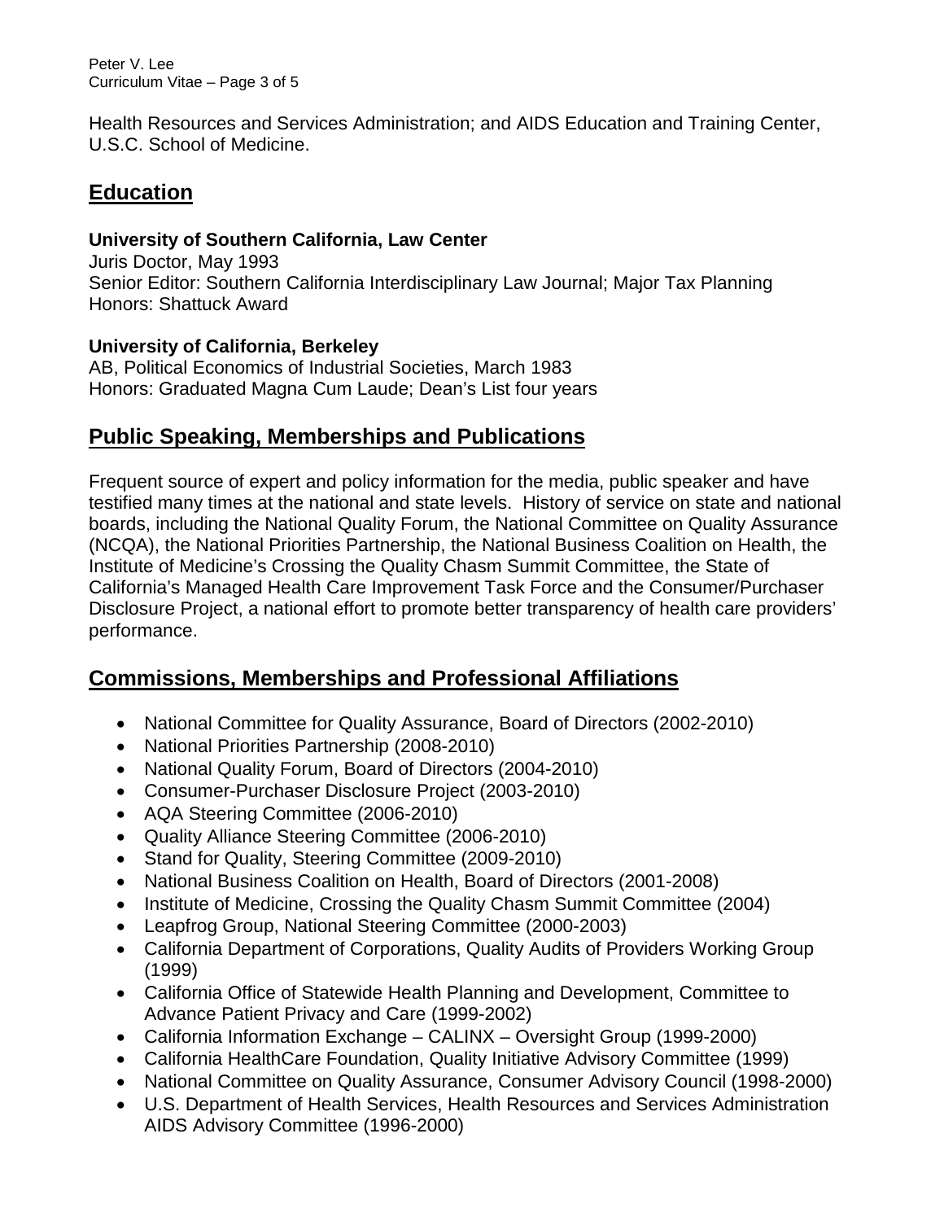Health Resources and Services Administration; and AIDS Education and Training Center, U.S.C. School of Medicine.

## Education

**University of Southern California, Law Center**
Juris Doctor, May 1993
Senior Editor: Southern California Interdisciplinary Law Journal; Major Tax Planning
Honors: Shattuck Award

**University of California, Berkeley**
AB, Political Economics of Industrial Societies, March 1983
Honors: Graduated Magna Cum Laude; Dean's List four years

## Public Speaking, Memberships and Publications

Frequent source of expert and policy information for the media, public speaker and have testified many times at the national and state levels. History of service on state and national boards, including the National Quality Forum, the National Committee on Quality Assurance (NCQA), the National Priorities Partnership, the National Business Coalition on Health, the Institute of Medicine's Crossing the Quality Chasm Summit Committee, the State of California's Managed Health Care Improvement Task Force and the Consumer/Purchaser Disclosure Project, a national effort to promote better transparency of health care providers' performance.

## Commissions, Memberships and Professional Affiliations

- National Committee for Quality Assurance, Board of Directors (2002-2010)
- National Priorities Partnership (2008-2010)
- National Quality Forum, Board of Directors (2004-2010)
- Consumer-Purchaser Disclosure Project (2003-2010)
- AQA Steering Committee (2006-2010)
- Quality Alliance Steering Committee (2006-2010)
- Stand for Quality, Steering Committee (2009-2010)
- National Business Coalition on Health, Board of Directors (2001-2008)
- Institute of Medicine, Crossing the Quality Chasm Summit Committee (2004)
- Leapfrog Group, National Steering Committee (2000-2003)
- California Department of Corporations, Quality Audits of Providers Working Group (1999)
- California Office of Statewide Health Planning and Development, Committee to Advance Patient Privacy and Care (1999-2002)
- California Information Exchange – CALINX – Oversight Group (1999-2000)
- California HealthCare Foundation, Quality Initiative Advisory Committee (1999)
- National Committee on Quality Assurance, Consumer Advisory Council (1998-2000)
- U.S. Department of Health Services, Health Resources and Services Administration AIDS Advisory Committee (1996-2000)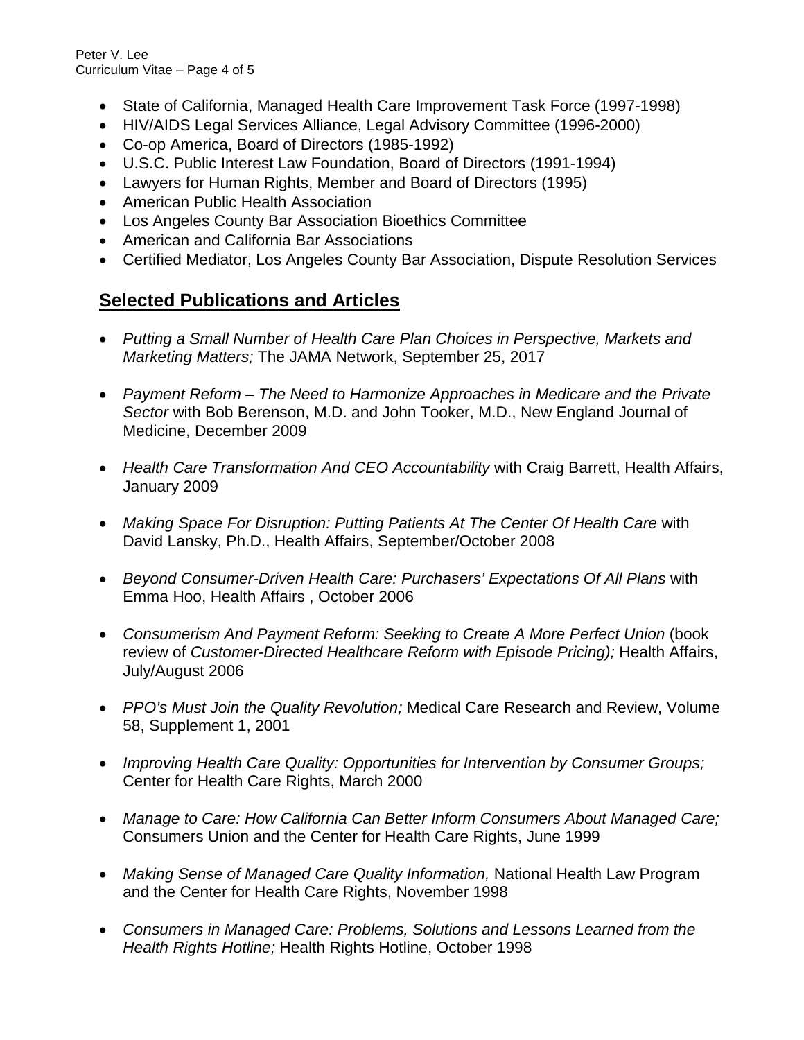- State of California, Managed Health Care Improvement Task Force (1997-1998)
- HIV/AIDS Legal Services Alliance, Legal Advisory Committee (1996-2000)
- Co-op America, Board of Directors (1985-1992)
- U.S.C. Public Interest Law Foundation, Board of Directors (1991-1994)
- Lawyers for Human Rights, Member and Board of Directors (1995)
- American Public Health Association
- Los Angeles County Bar Association Bioethics Committee
- American and California Bar Associations
- Certified Mediator, Los Angeles County Bar Association, Dispute Resolution Services

## Selected Publications and Articles

- *Putting a Small Number of Health Care Plan Choices in Perspective, Markets and Marketing Matters;* The JAMA Network, September 25, 2017
- *Payment Reform – The Need to Harmonize Approaches in Medicare and the Private Sector* with Bob Berenson, M.D. and John Tooker, M.D., New England Journal of Medicine, December 2009
- *Health Care Transformation And CEO Accountability* with Craig Barrett, Health Affairs, January 2009
- *Making Space For Disruption: Putting Patients At The Center Of Health Care* with David Lansky, Ph.D., Health Affairs, September/October 2008
- *Beyond Consumer-Driven Health Care: Purchasers' Expectations Of All Plans* with Emma Hoo, Health Affairs , October 2006
- *Consumerism And Payment Reform: Seeking to Create A More Perfect Union* (book review of *Customer-Directed Healthcare Reform with Episode Pricing);* Health Affairs, July/August 2006
- *PPO's Must Join the Quality Revolution;* Medical Care Research and Review, Volume 58, Supplement 1, 2001
- *Improving Health Care Quality: Opportunities for Intervention by Consumer Groups;* Center for Health Care Rights, March 2000
- *Manage to Care: How California Can Better Inform Consumers About Managed Care;* Consumers Union and the Center for Health Care Rights, June 1999
- *Making Sense of Managed Care Quality Information,* National Health Law Program and the Center for Health Care Rights, November 1998
- *Consumers in Managed Care: Problems, Solutions and Lessons Learned from the Health Rights Hotline;* Health Rights Hotline, October 1998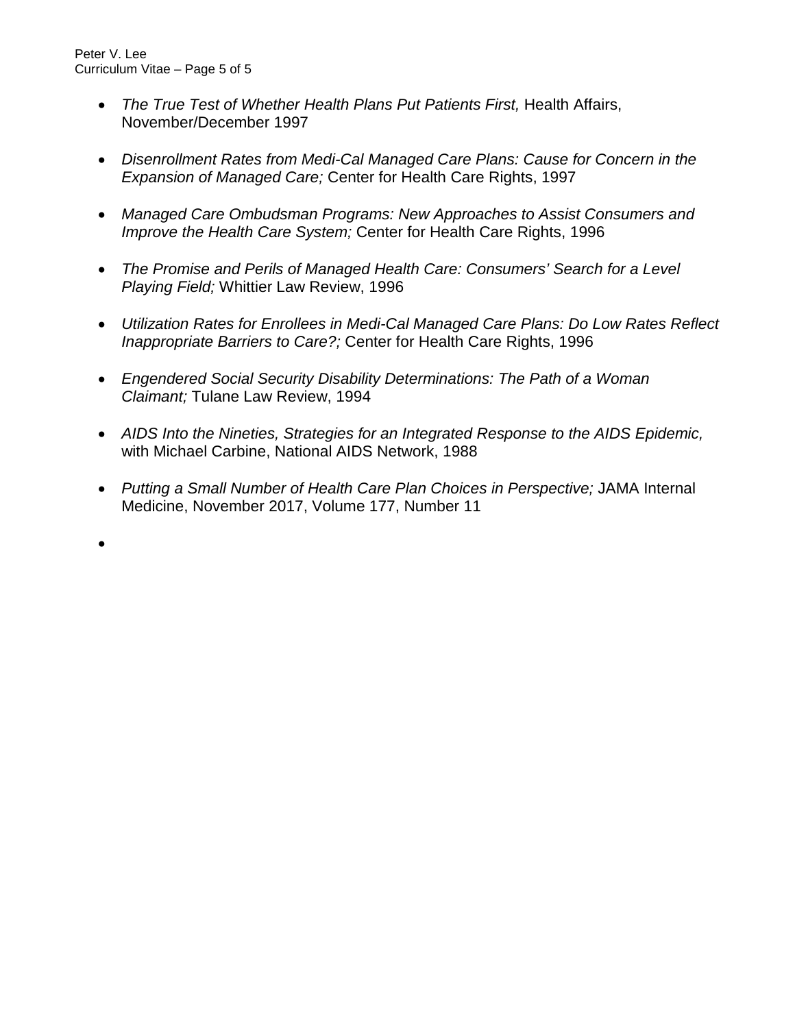- *The True Test of Whether Health Plans Put Patients First,* Health Affairs, November/December 1997

- *Disenrollment Rates from Medi-Cal Managed Care Plans: Cause for Concern in the Expansion of Managed Care;* Center for Health Care Rights, 1997

- *Managed Care Ombudsman Programs: New Approaches to Assist Consumers and Improve the Health Care System;* Center for Health Care Rights, 1996

- *The Promise and Perils of Managed Health Care: Consumers' Search for a Level Playing Field;* Whittier Law Review, 1996

- *Utilization Rates for Enrollees in Medi-Cal Managed Care Plans: Do Low Rates Reflect Inappropriate Barriers to Care?;* Center for Health Care Rights, 1996

- *Engendered Social Security Disability Determinations: The Path of a Woman Claimant;* Tulane Law Review, 1994

- *AIDS Into the Nineties, Strategies for an Integrated Response to the AIDS Epidemic,* with Michael Carbine, National AIDS Network, 1988

- *Putting a Small Number of Health Care Plan Choices in Perspective;* JAMA Internal Medicine, November 2017, Volume 177, Number 11